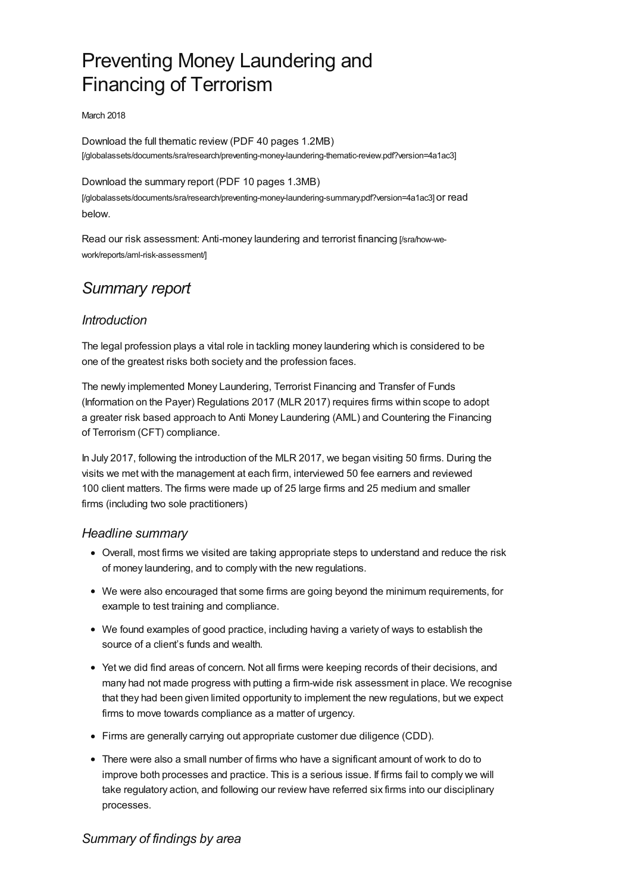# Preventing Money Laundering and Financing of Terrorism

March 2018

Download the full thematic review (PDF 40 pages 1.2MB) [/globalassets/documents/sra/research/preventing-money-laundering-thematic-review.pdf?version=4a1ac3]

Download the summary report (PDF 10 pages 1.3MB) [/globalassets/documents/sra/research/preventing-money-laundering-summary.pdf?version=4a1ac3] or read below.

Read our risk assessment: Anti-money laundering and terrorist financing [/sra/how-we-work/reports/aml-risk-assessment/]

## *Summary report*

### *Introduction*

The legal profession plays a vital role in tackling money laundering which is considered to be one of the greatest risks both society and the profession faces.

The newly implemented Money Laundering, Terrorist Financing and Transfer of Funds (Information on the Payer) Regulations 2017 (MLR 2017) requires firms within scope to adopt a greater risk based approach to Anti Money Laundering (AML) and Countering the Financing of Terrorism (CFT) compliance.

In July 2017, following the introduction of the MLR 2017, we began visiting 50 firms. During the visits we met with the management at each firm, interviewed 50 fee earners and reviewed 100 client matters. The firms were made up of 25 large firms and 25 medium and smaller firms (including two sole practitioners)

### *Headline summary*

- Overall, most firms we visited are taking appropriate steps to understand and reduce the risk of money laundering, and to comply with the new regulations.
- We were also encouraged that some firms are going beyond the minimum requirements, for example to test training and compliance.
- We found examples of good practice, including having a variety of ways to establish the source of a client's funds and wealth.
- Yet we did find areas of concern. Not all firms were keeping records of their decisions, and many had not made progress with putting a firm-wide risk assessment in place. We recognise that they had been given limited opportunity to implement the new regulations, but we expect firms to move towards compliance as a matter of urgency.
- Firms are generally carrying out appropriate customer due diligence (CDD).
- There were also a small number of firms who have a significant amount of work to do to improve both processes and practice. This is a serious issue. If firms fail to comply we will take regulatory action, and following our review have referred six firms into our disciplinary processes.

### *Summary of findings by area*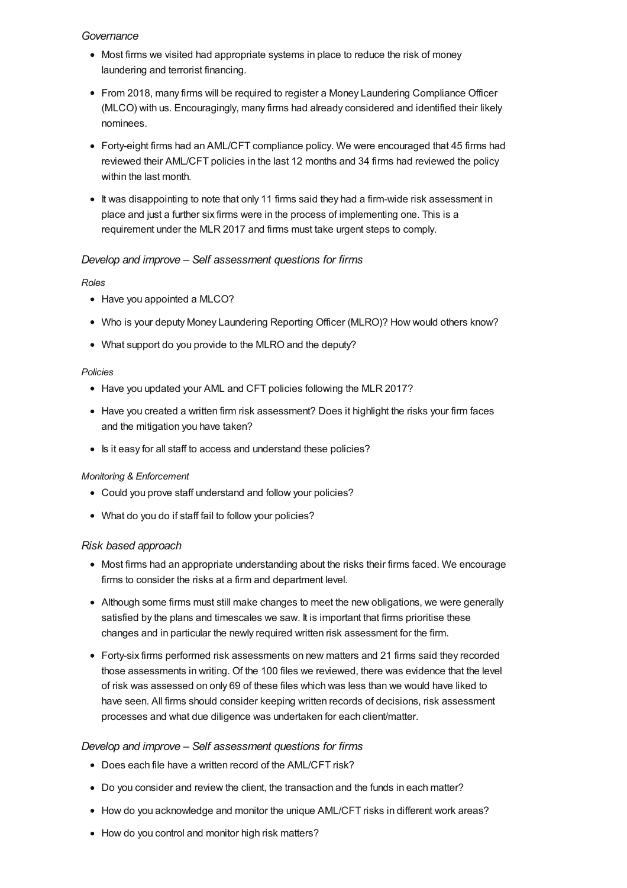### *Governance*

- Most firms we visited had appropriate systems in place to reduce the risk of money laundering and terrorist financing.
- From 2018, many firms will be required to register a Money Laundering Compliance Officer (MLCO) with us. Encouragingly, many firms had already considered and identified their likely nominees.
- Forty-eight firms had an AML/CFT compliance policy. We were encouraged that 45 firms had reviewed their AML/CFT policies in the last 12 months and 34 firms had reviewed the policy within the last month.
- It was disappointing to note that only 11 firms said they had a firm-wide risk assessment in place and just a further six firms were in the process of implementing one. This is a requirement under the MLR 2017 and firms must take urgent steps to comply.

### *Develop and improve – Self assessment questions for firms*

*Roles*

- Have you appointed a MLCO?
- Who is your deputy Money Laundering Reporting Officer (MLRO)? How would others know?
- What support do you provide to the MLRO and the deputy?

*Policies*

- Have you updated your AML and CFT policies following the MLR 2017?
- Have you created a written firm risk assessment? Does it highlight the risks your firm faces and the mitigation you have taken?
- Is it easy for all staff to access and understand these policies?

*Monitoring & Enforcement*

- Could you prove staff understand and follow your policies?
- What do you do if staff fail to follow your policies?

### *Risk based approach*

- Most firms had an appropriate understanding about the risks their firms faced. We encourage firms to consider the risks at a firm and department level.
- Although some firms must still make changes to meet the new obligations, we were generally satisfied by the plans and timescales we saw. It is important that firms prioritise these changes and in particular the newly required written risk assessment for the firm.
- Forty-six firms performed risk assessments on new matters and 21 firms said they recorded those assessments in writing. Of the 100 files we reviewed, there was evidence that the level of risk was assessed on only 69 of these files which was less than we would have liked to have seen. All firms should consider keeping written records of decisions, risk assessment processes and what due diligence was undertaken for each client/matter.

### *Develop and improve – Self assessment questions for firms*

- Does each file have a written record of the AML/CFT risk?
- Do you consider and review the client, the transaction and the funds in each matter?
- How do you acknowledge and monitor the unique AML/CFT risks in different work areas?
- How do you control and monitor high risk matters?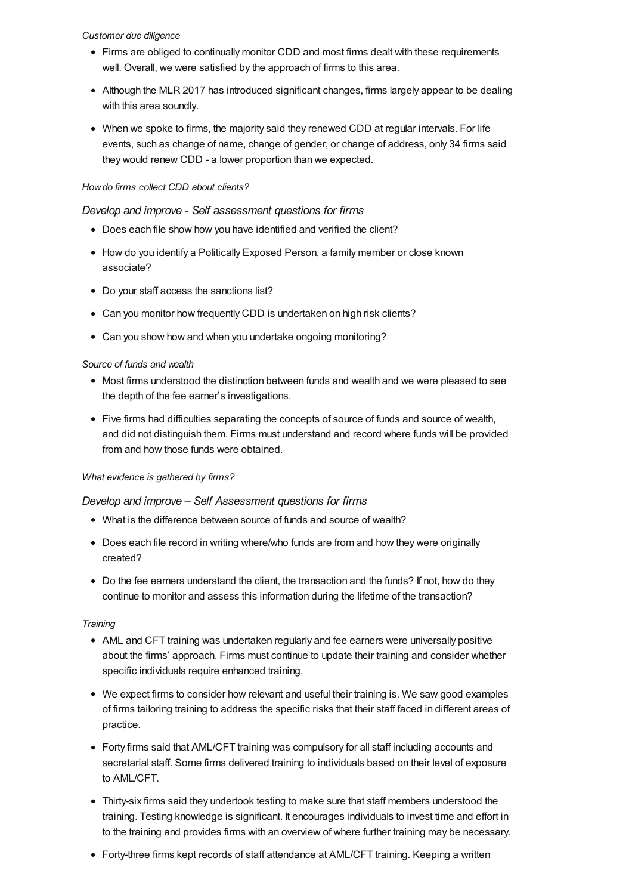*Customer due diligence*

- Firms are obliged to continually monitor CDD and most firms dealt with these requirements well. Overall, we were satisfied by the approach of firms to this area.
- Although the MLR 2017 has introduced significant changes, firms largely appear to be dealing with this area soundly.
- When we spoke to firms, the majority said they renewed CDD at regular intervals. For life events, such as change of name, change of gender, or change of address, only 34 firms said they would renew CDD - a lower proportion than we expected.

*How do firms collect CDD about clients?*

*Develop and improve - Self assessment questions for firms*

- Does each file show how you have identified and verified the client?
- How do you identify a Politically Exposed Person, a family member or close known associate?
- Do your staff access the sanctions list?
- Can you monitor how frequently CDD is undertaken on high risk clients?
- Can you show how and when you undertake ongoing monitoring?

*Source of funds and wealth*

- Most firms understood the distinction between funds and wealth and we were pleased to see the depth of the fee earner's investigations.
- Five firms had difficulties separating the concepts of source of funds and source of wealth, and did not distinguish them. Firms must understand and record where funds will be provided from and how those funds were obtained.

*What evidence is gathered by firms?*

*Develop and improve – Self Assessment questions for firms*

- What is the difference between source of funds and source of wealth?
- Does each file record in writing where/who funds are from and how they were originally created?
- Do the fee earners understand the client, the transaction and the funds? If not, how do they continue to monitor and assess this information during the lifetime of the transaction?

*Training*

- AML and CFT training was undertaken regularly and fee earners were universally positive about the firms' approach. Firms must continue to update their training and consider whether specific individuals require enhanced training.
- We expect firms to consider how relevant and useful their training is. We saw good examples of firms tailoring training to address the specific risks that their staff faced in different areas of practice.
- Forty firms said that AML/CFT training was compulsory for all staff including accounts and secretarial staff. Some firms delivered training to individuals based on their level of exposure to AML/CFT.
- Thirty-six firms said they undertook testing to make sure that staff members understood the training. Testing knowledge is significant. It encourages individuals to invest time and effort in to the training and provides firms with an overview of where further training may be necessary.
- Forty-three firms kept records of staff attendance at AML/CFT training. Keeping a written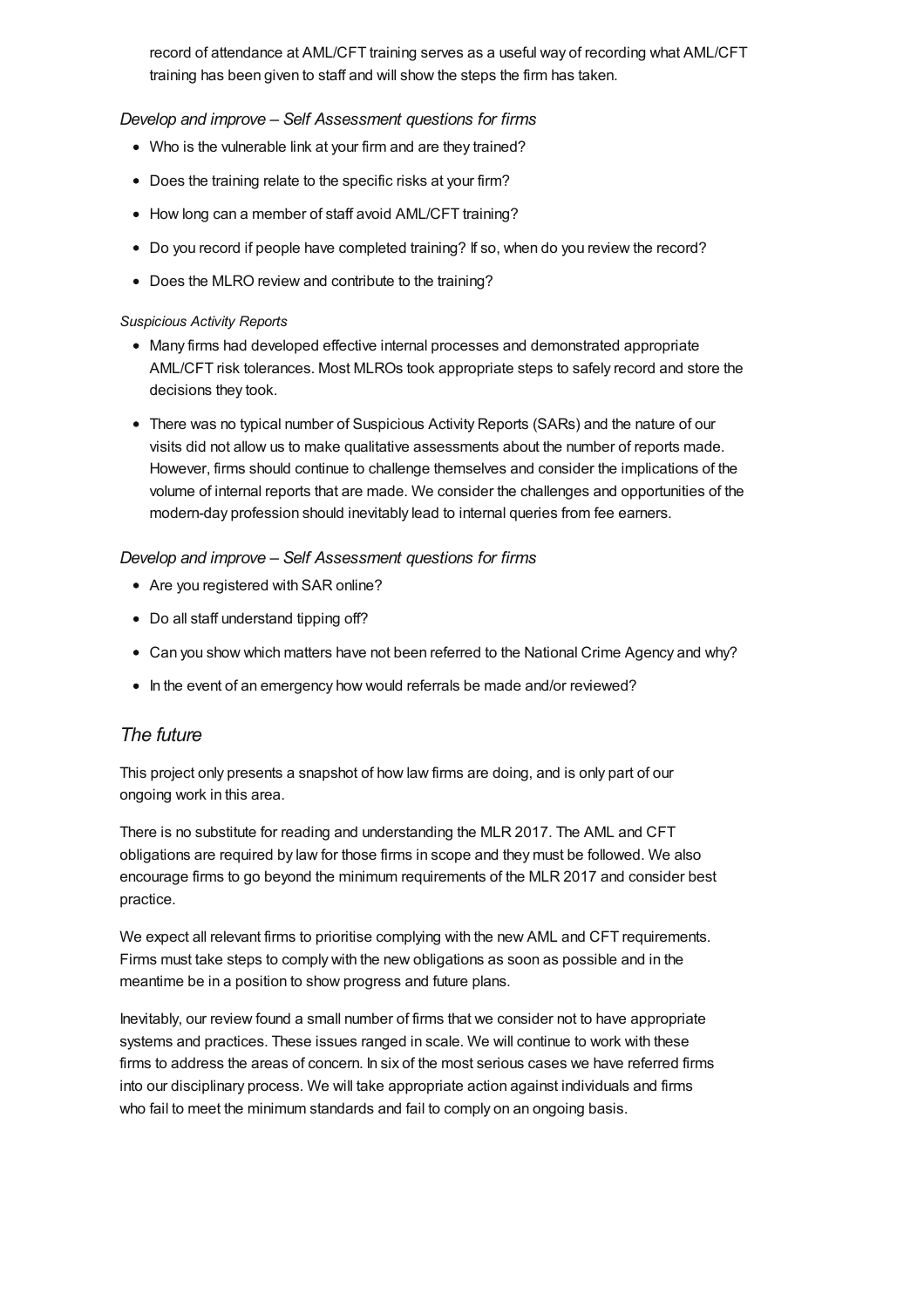record of attendance at AML/CFT training serves as a useful way of recording what AML/CFT training has been given to staff and will show the steps the firm has taken.

*Develop and improve – Self Assessment questions for firms*

- Who is the vulnerable link at your firm and are they trained?
- Does the training relate to the specific risks at your firm?
- How long can a member of staff avoid AML/CFT training?
- Do you record if people have completed training? If so, when do you review the record?
- Does the MLRO review and contribute to the training?

*Suspicious Activity Reports*

- Many firms had developed effective internal processes and demonstrated appropriate AML/CFT risk tolerances. Most MLROs took appropriate steps to safely record and store the decisions they took.
- There was no typical number of Suspicious Activity Reports (SARs) and the nature of our visits did not allow us to make qualitative assessments about the number of reports made. However, firms should continue to challenge themselves and consider the implications of the volume of internal reports that are made. We consider the challenges and opportunities of the modern-day profession should inevitably lead to internal queries from fee earners.

*Develop and improve – Self Assessment questions for firms*

- Are you registered with SAR online?
- Do all staff understand tipping off?
- Can you show which matters have not been referred to the National Crime Agency and why?
- In the event of an emergency how would referrals be made and/or reviewed?

## *The future*

This project only presents a snapshot of how law firms are doing, and is only part of our ongoing work in this area.

There is no substitute for reading and understanding the MLR 2017. The AML and CFT obligations are required by law for those firms in scope and they must be followed. We also encourage firms to go beyond the minimum requirements of the MLR 2017 and consider best practice.

We expect all relevant firms to prioritise complying with the new AML and CFT requirements. Firms must take steps to comply with the new obligations as soon as possible and in the meantime be in a position to show progress and future plans.

Inevitably, our review found a small number of firms that we consider not to have appropriate systems and practices. These issues ranged in scale. We will continue to work with these firms to address the areas of concern. In six of the most serious cases we have referred firms into our disciplinary process. We will take appropriate action against individuals and firms who fail to meet the minimum standards and fail to comply on an ongoing basis.